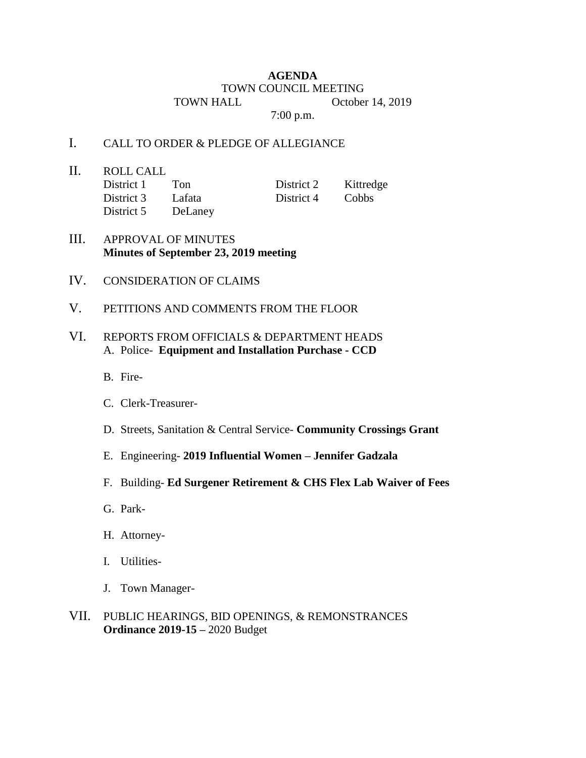# AGENDA

TOWN COUNCIL MEETING

TOWN HALL October 14, 2019

7:00 p.m.

I. CALL TO ORDER & PLEDGE OF ALLEGIANCE

II. ROLL CALL

| | | | |
|---|---|---|---|
| District 1 | Ton | District 2 | Kittredge |
| District 3 | Lafata | District 4 | Cobbs |
| District 5 | DeLaney | | |

III. APPROVAL OF MINUTES
**Minutes of September 23, 2019 meeting**

IV. CONSIDERATION OF CLAIMS

V. PETITIONS AND COMMENTS FROM THE FLOOR

VI. REPORTS FROM OFFICIALS & DEPARTMENT HEADS

A. Police- **Equipment and Installation Purchase - CCD**

B. Fire-

C. Clerk-Treasurer-

D. Streets, Sanitation & Central Service- **Community Crossings Grant**

E. Engineering- **2019 Influential Women – Jennifer Gadzala**

F. Building- **Ed Surgener Retirement & CHS Flex Lab Waiver of Fees**

G. Park-

H. Attorney-

I. Utilities-

J. Town Manager-

VII. PUBLIC HEARINGS, BID OPENINGS, & REMONSTRANCES
**Ordinance 2019-15 –** 2020 Budget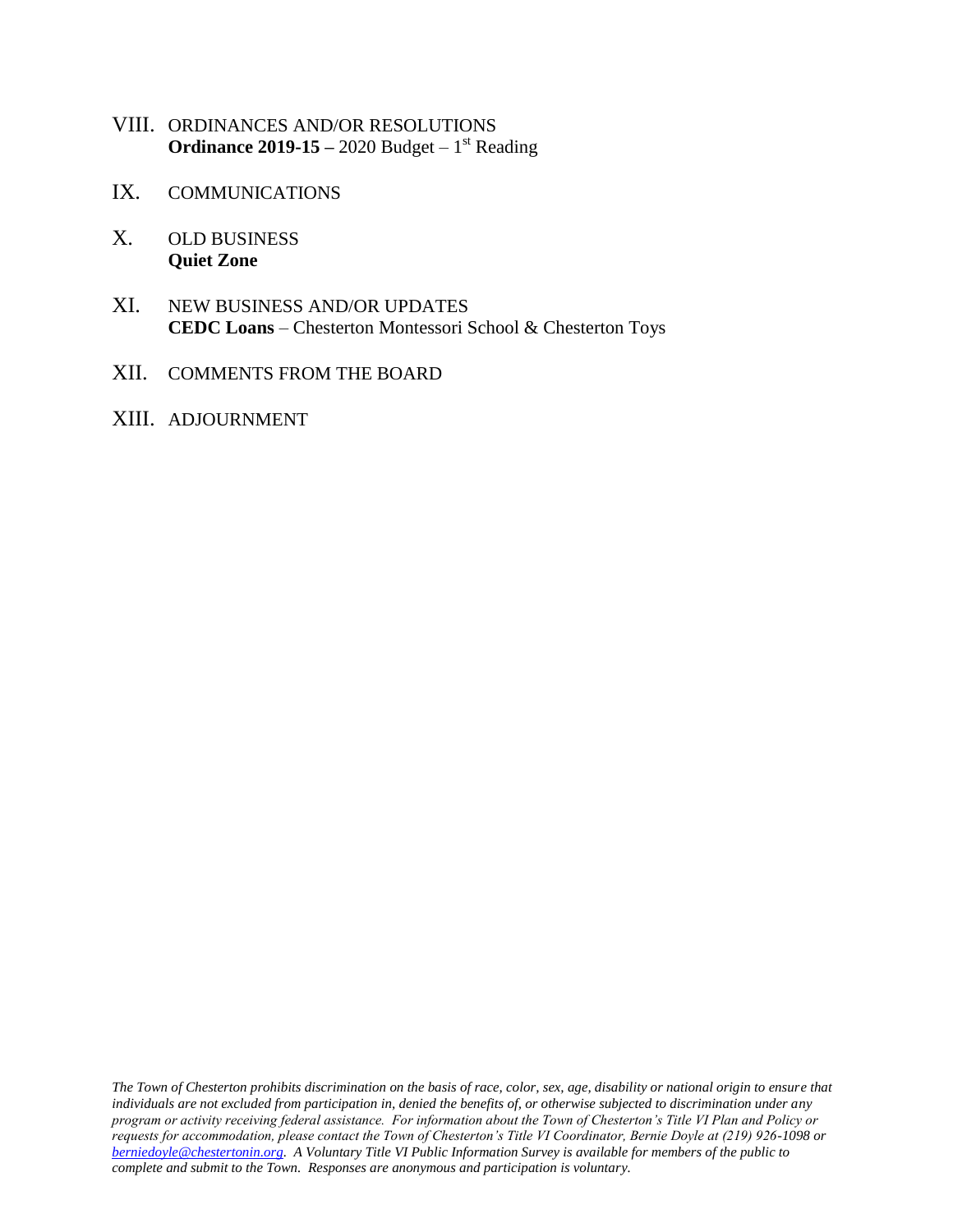VIII. ORDINANCES AND/OR RESOLUTIONS
**Ordinance 2019-15 –** 2020 Budget – 1st Reading

IX. COMMUNICATIONS

X. OLD BUSINESS
**Quiet Zone**

XI. NEW BUSINESS AND/OR UPDATES
**CEDC Loans** – Chesterton Montessori School & Chesterton Toys

XII. COMMENTS FROM THE BOARD

XIII. ADJOURNMENT

*The Town of Chesterton prohibits discrimination on the basis of race, color, sex, age, disability or national origin to ensure that individuals are not excluded from participation in, denied the benefits of, or otherwise subjected to discrimination under any program or activity receiving federal assistance. For information about the Town of Chesterton's Title VI Plan and Policy or requests for accommodation, please contact the Town of Chesterton's Title VI Coordinator, Bernie Doyle at (219) 926-1098 or berniedoyle@chestertonin.org. A Voluntary Title VI Public Information Survey is available for members of the public to complete and submit to the Town. Responses are anonymous and participation is voluntary.*